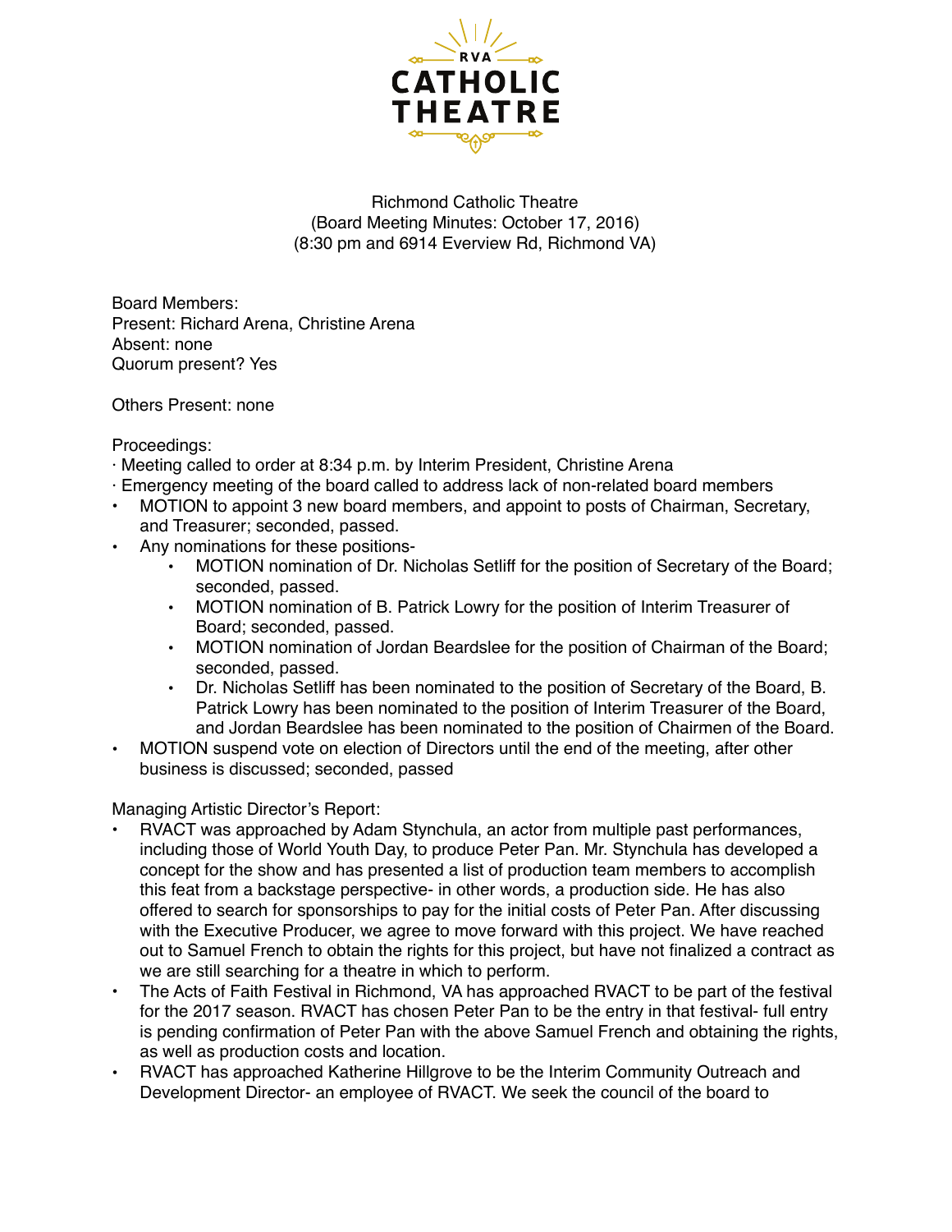RVA CATHOLIC THEATRE

Richmond Catholic Theatre
(Board Meeting Minutes: October 17, 2016)
(8:30 pm and 6914 Everview Rd, Richmond VA)

Board Members:
Present: Richard Arena, Christine Arena
Absent: none
Quorum present? Yes

Others Present: none

Proceedings:

- Meeting called to order at 8:34 p.m. by Interim President, Christine Arena
- Emergency meeting of the board called to address lack of non-related board members
- MOTION to appoint 3 new board members, and appoint to posts of Chairman, Secretary, and Treasurer; seconded, passed.
- Any nominations for these positions-
    - MOTION nomination of Dr. Nicholas Setliff for the position of Secretary of the Board; seconded, passed.
    - MOTION nomination of B. Patrick Lowry for the position of Interim Treasurer of Board; seconded, passed.
    - MOTION nomination of Jordan Beardslee for the position of Chairman of the Board; seconded, passed.
    - Dr. Nicholas Setliff has been nominated to the position of Secretary of the Board, B. Patrick Lowry has been nominated to the position of Interim Treasurer of the Board, and Jordan Beardslee has been nominated to the position of Chairmen of the Board.
- MOTION suspend vote on election of Directors until the end of the meeting, after other business is discussed; seconded, passed

Managing Artistic Director's Report:

- RVACT was approached by Adam Stynchula, an actor from multiple past performances, including those of World Youth Day, to produce Peter Pan. Mr. Stynchula has developed a concept for the show and has presented a list of production team members to accomplish this feat from a backstage perspective- in other words, a production side. He has also offered to search for sponsorships to pay for the initial costs of Peter Pan. After discussing with the Executive Producer, we agree to move forward with this project. We have reached out to Samuel French to obtain the rights for this project, but have not finalized a contract as we are still searching for a theatre in which to perform.
- The Acts of Faith Festival in Richmond, VA has approached RVACT to be part of the festival for the 2017 season. RVACT has chosen Peter Pan to be the entry in that festival- full entry is pending confirmation of Peter Pan with the above Samuel French and obtaining the rights, as well as production costs and location.
- RVACT has approached Katherine Hillgrove to be the Interim Community Outreach and Development Director- an employee of RVACT. We seek the council of the board to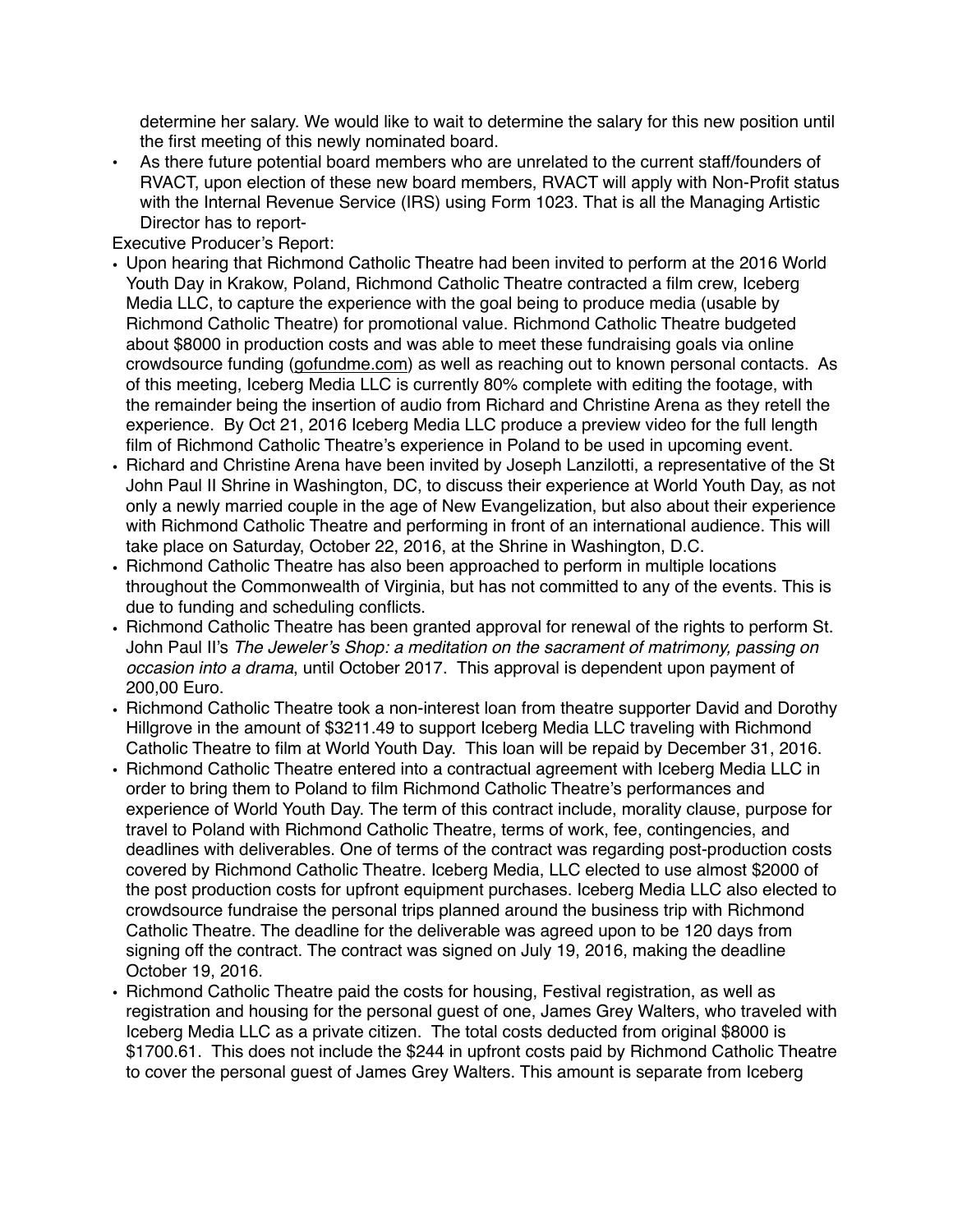determine her salary. We would like to wait to determine the salary for this new position until the first meeting of this newly nominated board.

- As there future potential board members who are unrelated to the current staff/founders of RVACT, upon election of these new board members, RVACT will apply with Non-Profit status with the Internal Revenue Service (IRS) using Form 1023. That is all the Managing Artistic Director has to report-

Executive Producer's Report:

- Upon hearing that Richmond Catholic Theatre had been invited to perform at the 2016 World Youth Day in Krakow, Poland, Richmond Catholic Theatre contracted a film crew, Iceberg Media LLC, to capture the experience with the goal being to produce media (usable by Richmond Catholic Theatre) for promotional value. Richmond Catholic Theatre budgeted about $8000 in production costs and was able to meet these fundraising goals via online crowdsource funding (gofundme.com) as well as reaching out to known personal contacts. As of this meeting, Iceberg Media LLC is currently 80% complete with editing the footage, with the remainder being the insertion of audio from Richard and Christine Arena as they retell the experience. By Oct 21, 2016 Iceberg Media LLC produce a preview video for the full length film of Richmond Catholic Theatre's experience in Poland to be used in upcoming event.
- Richard and Christine Arena have been invited by Joseph Lanzilotti, a representative of the St John Paul II Shrine in Washington, DC, to discuss their experience at World Youth Day, as not only a newly married couple in the age of New Evangelization, but also about their experience with Richmond Catholic Theatre and performing in front of an international audience. This will take place on Saturday, October 22, 2016, at the Shrine in Washington, D.C.
- Richmond Catholic Theatre has also been approached to perform in multiple locations throughout the Commonwealth of Virginia, but has not committed to any of the events. This is due to funding and scheduling conflicts.
- Richmond Catholic Theatre has been granted approval for renewal of the rights to perform St. John Paul II's *The Jeweler's Shop: a meditation on the sacrament of matrimony, passing on occasion into a drama*, until October 2017. This approval is dependent upon payment of 200,00 Euro.
- Richmond Catholic Theatre took a non-interest loan from theatre supporter David and Dorothy Hillgrove in the amount of $3211.49 to support Iceberg Media LLC traveling with Richmond Catholic Theatre to film at World Youth Day. This loan will be repaid by December 31, 2016.
- Richmond Catholic Theatre entered into a contractual agreement with Iceberg Media LLC in order to bring them to Poland to film Richmond Catholic Theatre's performances and experience of World Youth Day. The term of this contract include, morality clause, purpose for travel to Poland with Richmond Catholic Theatre, terms of work, fee, contingencies, and deadlines with deliverables. One of terms of the contract was regarding post-production costs covered by Richmond Catholic Theatre. Iceberg Media, LLC elected to use almost $2000 of the post production costs for upfront equipment purchases. Iceberg Media LLC also elected to crowdsource fundraise the personal trips planned around the business trip with Richmond Catholic Theatre. The deadline for the deliverable was agreed upon to be 120 days from signing off the contract. The contract was signed on July 19, 2016, making the deadline October 19, 2016.
- Richmond Catholic Theatre paid the costs for housing, Festival registration, as well as registration and housing for the personal guest of one, James Grey Walters, who traveled with Iceberg Media LLC as a private citizen. The total costs deducted from original $8000 is $1700.61. This does not include the $244 in upfront costs paid by Richmond Catholic Theatre to cover the personal guest of James Grey Walters. This amount is separate from Iceberg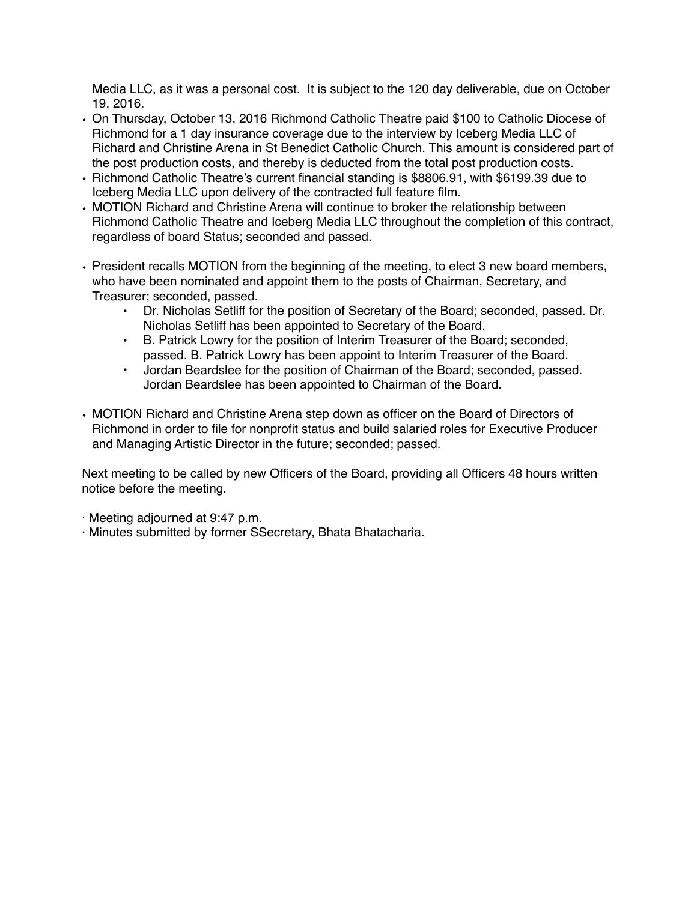Media LLC, as it was a personal cost. It is subject to the 120 day deliverable, due on October 19, 2016.

- On Thursday, October 13, 2016 Richmond Catholic Theatre paid $100 to Catholic Diocese of Richmond for a 1 day insurance coverage due to the interview by Iceberg Media LLC of Richard and Christine Arena in St Benedict Catholic Church. This amount is considered part of the post production costs, and thereby is deducted from the total post production costs.
- Richmond Catholic Theatre's current financial standing is $8806.91, with $6199.39 due to Iceberg Media LLC upon delivery of the contracted full feature film.
- MOTION Richard and Christine Arena will continue to broker the relationship between Richmond Catholic Theatre and Iceberg Media LLC throughout the completion of this contract, regardless of board Status; seconded and passed.

- President recalls MOTION from the beginning of the meeting, to elect 3 new board members, who have been nominated and appoint them to the posts of Chairman, Secretary, and Treasurer; seconded, passed.
    - Dr. Nicholas Setliff for the position of Secretary of the Board; seconded, passed. Dr. Nicholas Setliff has been appointed to Secretary of the Board.
    - B. Patrick Lowry for the position of Interim Treasurer of the Board; seconded, passed. B. Patrick Lowry has been appoint to Interim Treasurer of the Board.
    - Jordan Beardslee for the position of Chairman of the Board; seconded, passed. Jordan Beardslee has been appointed to Chairman of the Board.

- MOTION Richard and Christine Arena step down as officer on the Board of Directors of Richmond in order to file for nonprofit status and build salaried roles for Executive Producer and Managing Artistic Director in the future; seconded; passed.

Next meeting to be called by new Officers of the Board, providing all Officers 48 hours written notice before the meeting.

· Meeting adjourned at 9:47 p.m.
· Minutes submitted by former SSecretary, Bhata Bhatacharia.